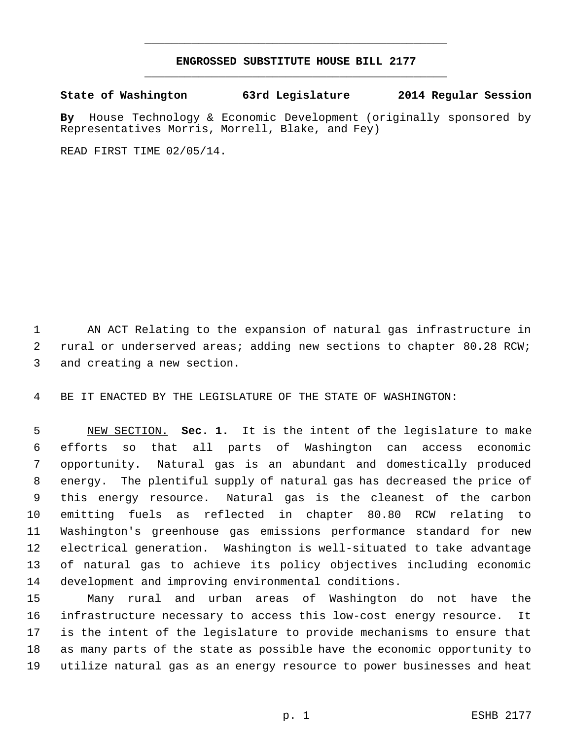# ENGROSSED SUBSTITUTE HOUSE BILL 2177

**State of Washington 63rd Legislature 2014 Regular Session**

**By** House Technology & Economic Development (originally sponsored by Representatives Morris, Morrell, Blake, and Fey)

READ FIRST TIME 02/05/14.

AN ACT Relating to the expansion of natural gas infrastructure in rural or underserved areas; adding new sections to chapter 80.28 RCW; and creating a new section.

BE IT ENACTED BY THE LEGISLATURE OF THE STATE OF WASHINGTON:

NEW SECTION. **Sec. 1.** It is the intent of the legislature to make efforts so that all parts of Washington can access economic opportunity. Natural gas is an abundant and domestically produced energy. The plentiful supply of natural gas has decreased the price of this energy resource. Natural gas is the cleanest of the carbon emitting fuels as reflected in chapter 80.80 RCW relating to Washington's greenhouse gas emissions performance standard for new electrical generation. Washington is well-situated to take advantage of natural gas to achieve its policy objectives including economic development and improving environmental conditions.

Many rural and urban areas of Washington do not have the infrastructure necessary to access this low-cost energy resource. It is the intent of the legislature to provide mechanisms to ensure that as many parts of the state as possible have the economic opportunity to utilize natural gas as an energy resource to power businesses and heat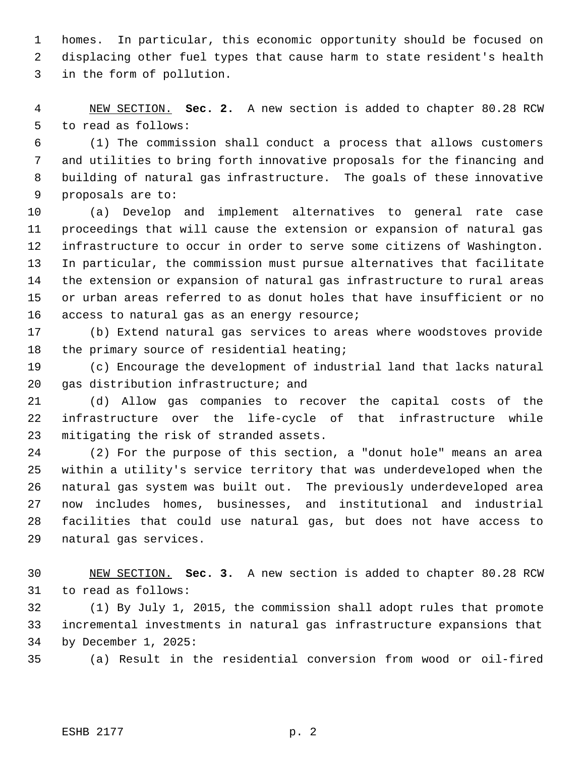homes. In particular, this economic opportunity should be focused on displacing other fuel types that cause harm to state resident's health in the form of pollution.

NEW SECTION. **Sec. 2.** A new section is added to chapter 80.28 RCW to read as follows:

(1) The commission shall conduct a process that allows customers and utilities to bring forth innovative proposals for the financing and building of natural gas infrastructure. The goals of these innovative proposals are to:

(a) Develop and implement alternatives to general rate case proceedings that will cause the extension or expansion of natural gas infrastructure to occur in order to serve some citizens of Washington. In particular, the commission must pursue alternatives that facilitate the extension or expansion of natural gas infrastructure to rural areas or urban areas referred to as donut holes that have insufficient or no access to natural gas as an energy resource;

(b) Extend natural gas services to areas where woodstoves provide the primary source of residential heating;

(c) Encourage the development of industrial land that lacks natural gas distribution infrastructure; and

(d) Allow gas companies to recover the capital costs of the infrastructure over the life-cycle of that infrastructure while mitigating the risk of stranded assets.

(2) For the purpose of this section, a "donut hole" means an area within a utility's service territory that was underdeveloped when the natural gas system was built out. The previously underdeveloped area now includes homes, businesses, and institutional and industrial facilities that could use natural gas, but does not have access to natural gas services.

NEW SECTION. **Sec. 3.** A new section is added to chapter 80.28 RCW to read as follows:

(1) By July 1, 2015, the commission shall adopt rules that promote incremental investments in natural gas infrastructure expansions that by December 1, 2025:

(a) Result in the residential conversion from wood or oil-fired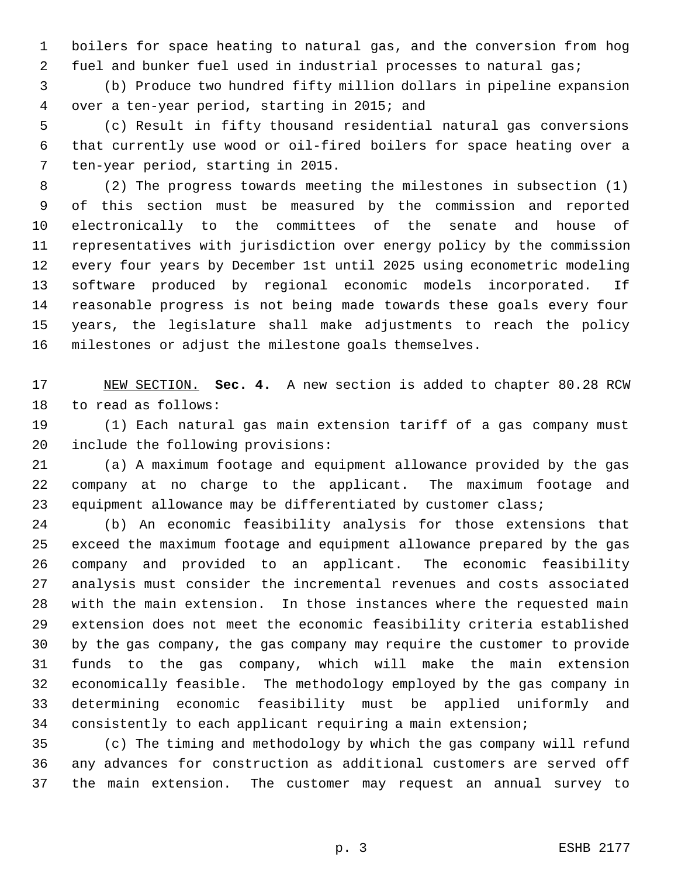boilers for space heating to natural gas, and the conversion from hog fuel and bunker fuel used in industrial processes to natural gas;

(b) Produce two hundred fifty million dollars in pipeline expansion over a ten-year period, starting in 2015; and

(c) Result in fifty thousand residential natural gas conversions that currently use wood or oil-fired boilers for space heating over a ten-year period, starting in 2015.

(2) The progress towards meeting the milestones in subsection (1) of this section must be measured by the commission and reported electronically to the committees of the senate and house of representatives with jurisdiction over energy policy by the commission every four years by December 1st until 2025 using econometric modeling software produced by regional economic models incorporated. If reasonable progress is not being made towards these goals every four years, the legislature shall make adjustments to reach the policy milestones or adjust the milestone goals themselves.

NEW SECTION. **Sec. 4.** A new section is added to chapter 80.28 RCW to read as follows:

(1) Each natural gas main extension tariff of a gas company must include the following provisions:

(a) A maximum footage and equipment allowance provided by the gas company at no charge to the applicant. The maximum footage and equipment allowance may be differentiated by customer class;

(b) An economic feasibility analysis for those extensions that exceed the maximum footage and equipment allowance prepared by the gas company and provided to an applicant. The economic feasibility analysis must consider the incremental revenues and costs associated with the main extension. In those instances where the requested main extension does not meet the economic feasibility criteria established by the gas company, the gas company may require the customer to provide funds to the gas company, which will make the main extension economically feasible. The methodology employed by the gas company in determining economic feasibility must be applied uniformly and consistently to each applicant requiring a main extension;

(c) The timing and methodology by which the gas company will refund any advances for construction as additional customers are served off the main extension. The customer may request an annual survey to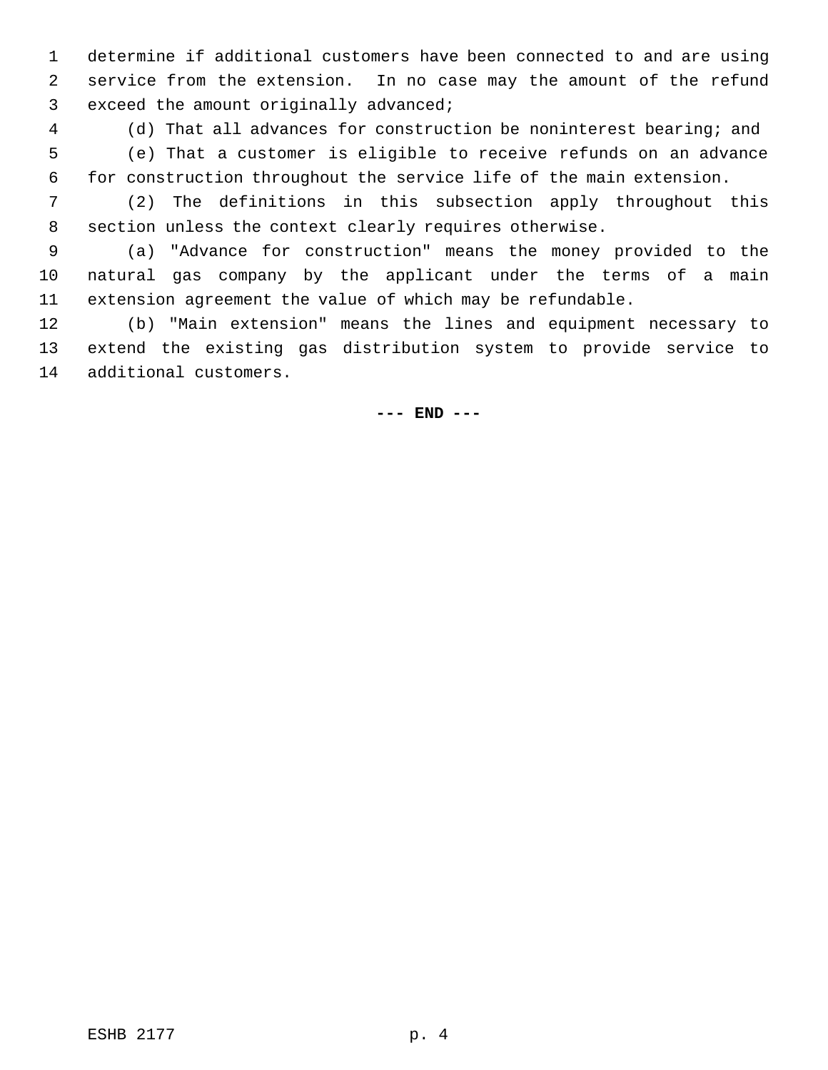determine if additional customers have been connected to and are using service from the extension. In no case may the amount of the refund exceed the amount originally advanced;

(d) That all advances for construction be noninterest bearing; and

(e) That a customer is eligible to receive refunds on an advance for construction throughout the service life of the main extension.

(2) The definitions in this subsection apply throughout this section unless the context clearly requires otherwise.

(a) "Advance for construction" means the money provided to the natural gas company by the applicant under the terms of a main extension agreement the value of which may be refundable.

(b) "Main extension" means the lines and equipment necessary to extend the existing gas distribution system to provide service to additional customers.

**--- END ---**